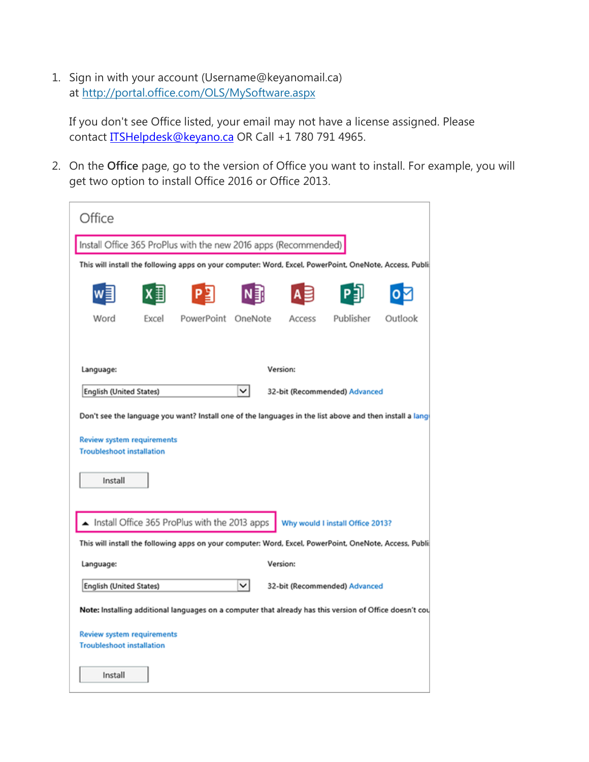1. Sign in with your account (Username@keyanomail.ca) at http://portal.office.com/OLS/MySoftware.aspx

   If you don't see Office listed, your email may not have a license assigned. Please contact ITSHelpdesk@keyano.ca OR Call +1 780 791 4965.

2. On the **Office** page, go to the version of Office you want to install. For example, you will get two option to install Office 2016 or Office 2013.

Office

Install Office 365 ProPlus with the new 2016 apps (Recommended)

This will install the following apps on your computer: Word, Excel, PowerPoint, OneNote, Access, Publi

Word Excel PowerPoint OneNote Access Publisher Outlook

Language: English (United States)

Version: 32-bit (Recommended) Advanced

Don't see the language you want? Install one of the languages in the list above and then install a lang

Review system requirements

Troubleshoot installation

Install

Install Office 365 ProPlus with the 2013 apps

Why would I install Office 2013?

This will install the following apps on your computer: Word, Excel, PowerPoint, OneNote, Access, Publi

Language: English (United States)

Version: 32-bit (Recommended) Advanced

**Note:** Installing additional languages on a computer that already has this version of Office doesn't cou

Review system requirements

Troubleshoot installation

Install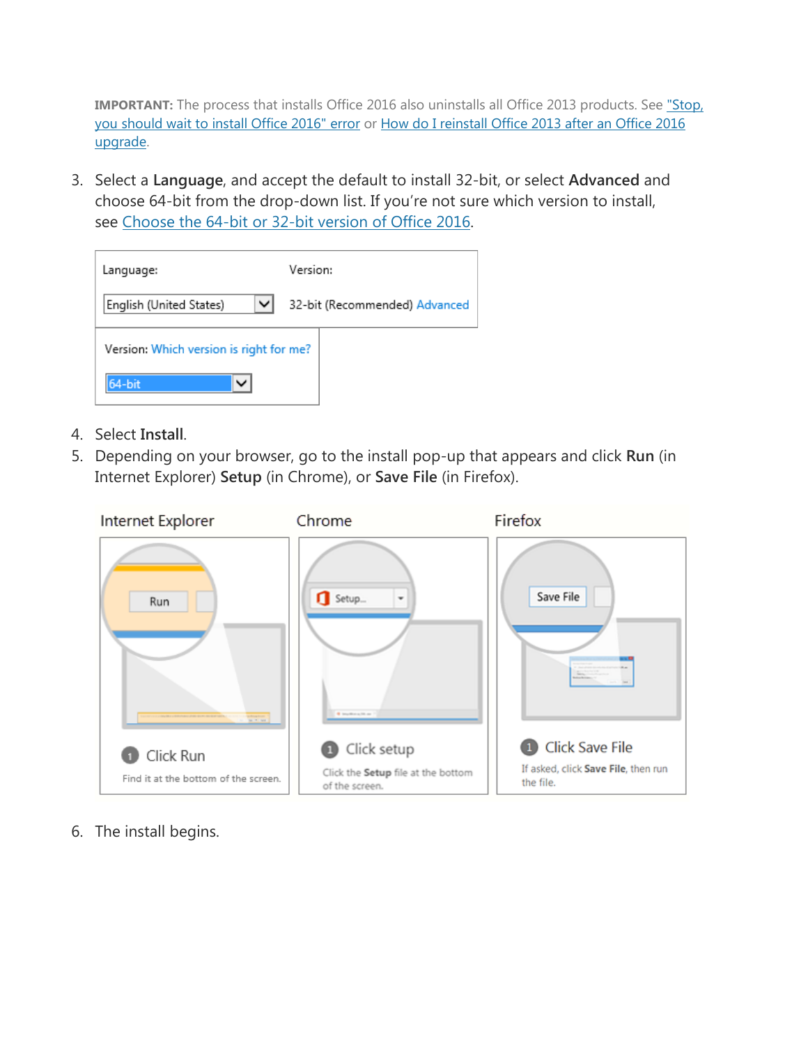**IMPORTANT:** The process that installs Office 2016 also uninstalls all Office 2013 products. See "Stop, you should wait to install Office 2016" error or How do I reinstall Office 2013 after an Office 2016 upgrade.

3. Select a **Language**, and accept the default to install 32-bit, or select **Advanced** and choose 64-bit from the drop-down list. If you're not sure which version to install, see Choose the 64-bit or 32-bit version of Office 2016.

4. Select **Install**.
5. Depending on your browser, go to the install pop-up that appears and click **Run** (in Internet Explorer) **Setup** (in Chrome), or **Save File** (in Firefox).

6. The install begins.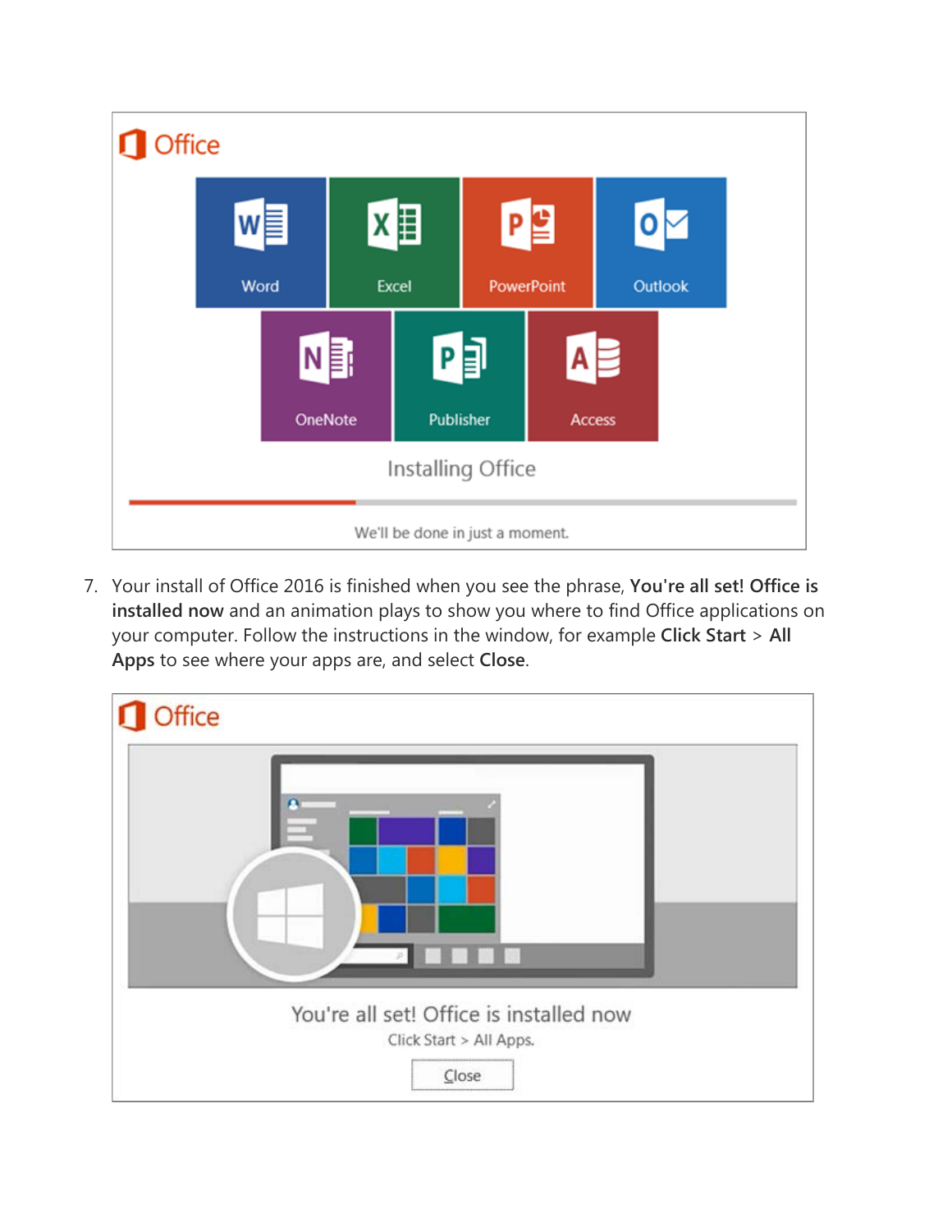7. Your install of Office 2016 is finished when you see the phrase, **You're all set! Office is installed now** and an animation plays to show you where to find Office applications on your computer. Follow the instructions in the window, for example **Click Start** > **All Apps** to see where your apps are, and select **Close**.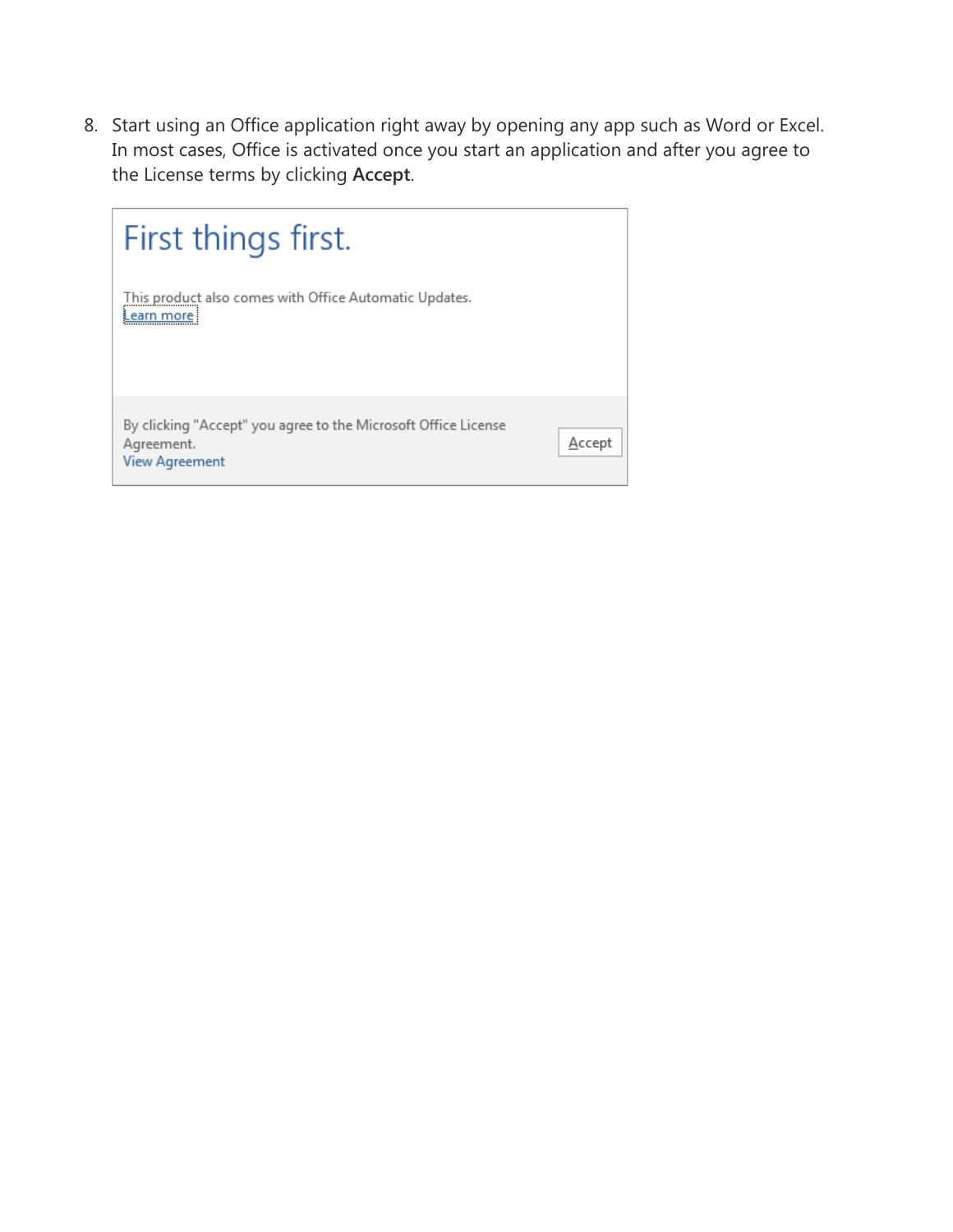8. Start using an Office application right away by opening any app such as Word or Excel. In most cases, Office is activated once you start an application and after you agree to the License terms by clicking **Accept**.

First things first.

This product also comes with Office Automatic Updates.
Learn more

By clicking "Accept" you agree to the Microsoft Office License Agreement.
View Agreement

Accept